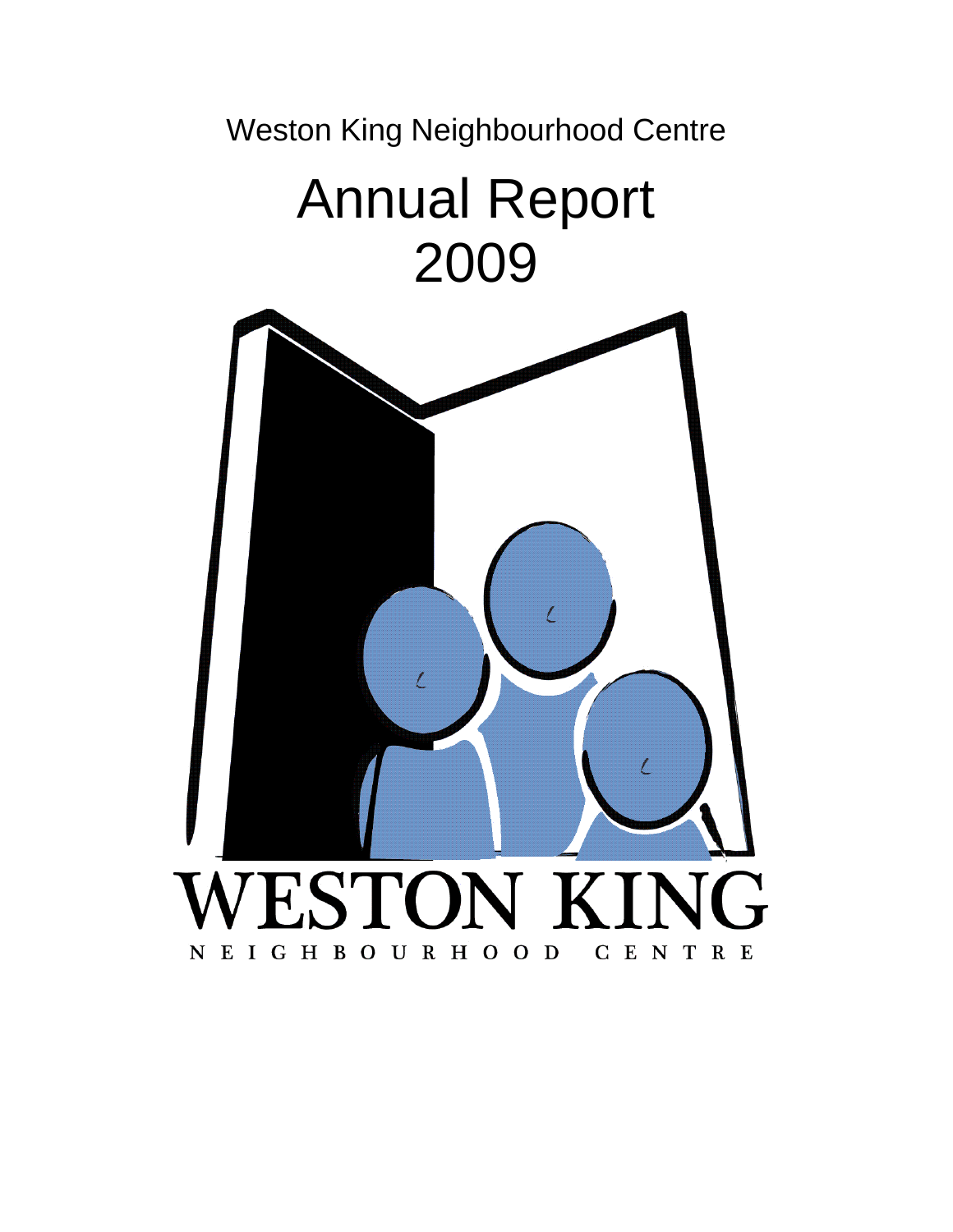Weston King Neighbourhood Centre

# Annual Report 2009

WESTON KING

NEIGHBOURHOOD CENTRE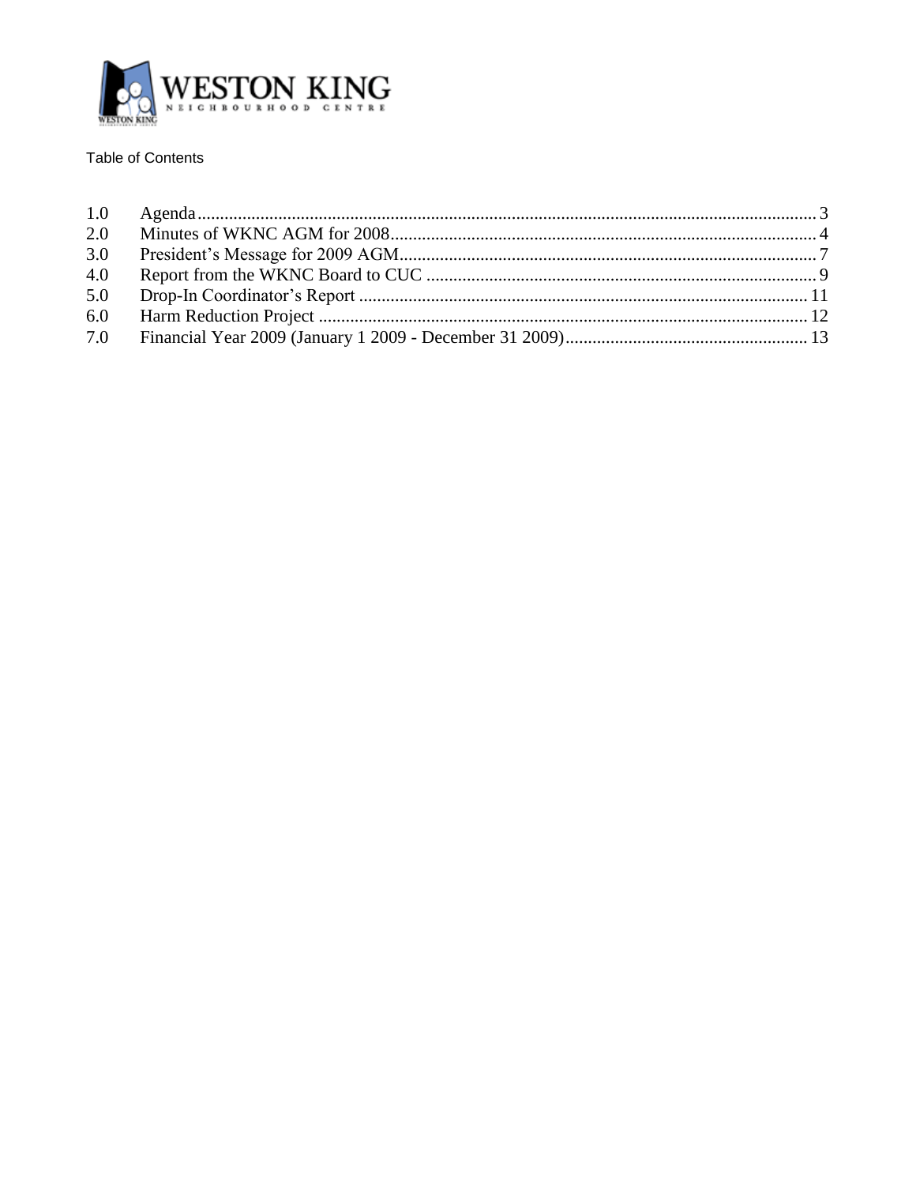Table of Contents

| | | |
|---|---|---|
| 1.0 | Agenda | 3 |
| 2.0 | Minutes of WKNC AGM for 2008 | 4 |
| 3.0 | President's Message for 2009 AGM | 7 |
| 4.0 | Report from the WKNC Board to CUC | 9 |
| 5.0 | Drop-In Coordinator's Report | 11 |
| 6.0 | Harm Reduction Project | 12 |
| 7.0 | Financial Year 2009 (January 1 2009 - December 31 2009) | 13 |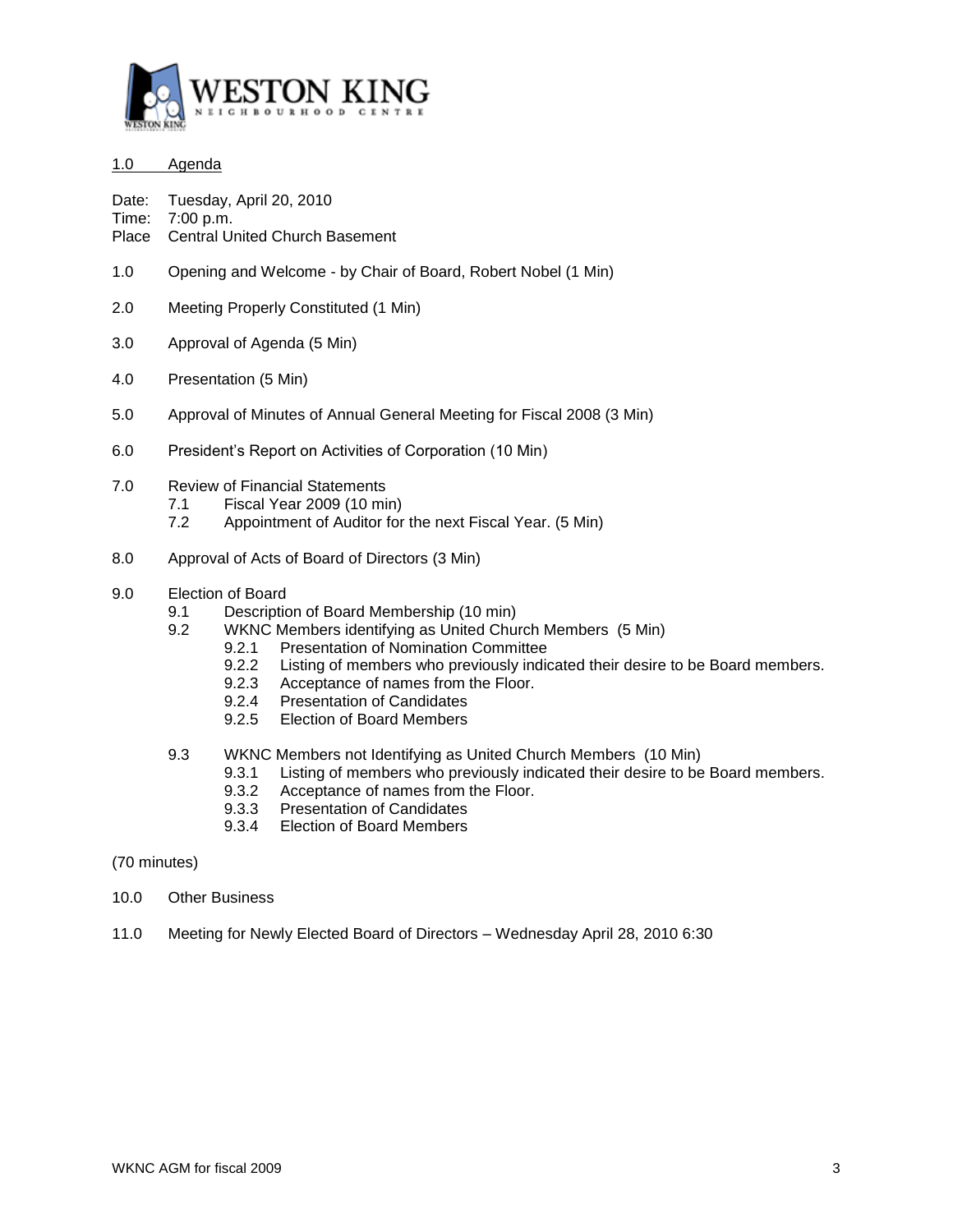## 1.0 Agenda

Date: Tuesday, April 20, 2010
Time: 7:00 p.m.
Place Central United Church Basement

1.0 Opening and Welcome - by Chair of Board, Robert Nobel (1 Min)

2.0 Meeting Properly Constituted (1 Min)

3.0 Approval of Agenda (5 Min)

4.0 Presentation (5 Min)

5.0 Approval of Minutes of Annual General Meeting for Fiscal 2008 (3 Min)

6.0 President's Report on Activities of Corporation (10 Min)

7.0 Review of Financial Statements
- 7.1 Fiscal Year 2009 (10 min)
- 7.2 Appointment of Auditor for the next Fiscal Year. (5 Min)

8.0 Approval of Acts of Board of Directors (3 Min)

9.0 Election of Board
- 9.1 Description of Board Membership (10 min)
- 9.2 WKNC Members identifying as United Church Members (5 Min)
  - 9.2.1 Presentation of Nomination Committee
  - 9.2.2 Listing of members who previously indicated their desire to be Board members.
  - 9.2.3 Acceptance of names from the Floor.
  - 9.2.4 Presentation of Candidates
  - 9.2.5 Election of Board Members
- 9.3 WKNC Members not Identifying as United Church Members (10 Min)
  - 9.3.1 Listing of members who previously indicated their desire to be Board members.
  - 9.3.2 Acceptance of names from the Floor.
  - 9.3.3 Presentation of Candidates
  - 9.3.4 Election of Board Members

(70 minutes)

10.0 Other Business

11.0 Meeting for Newly Elected Board of Directors – Wednesday April 28, 2010 6:30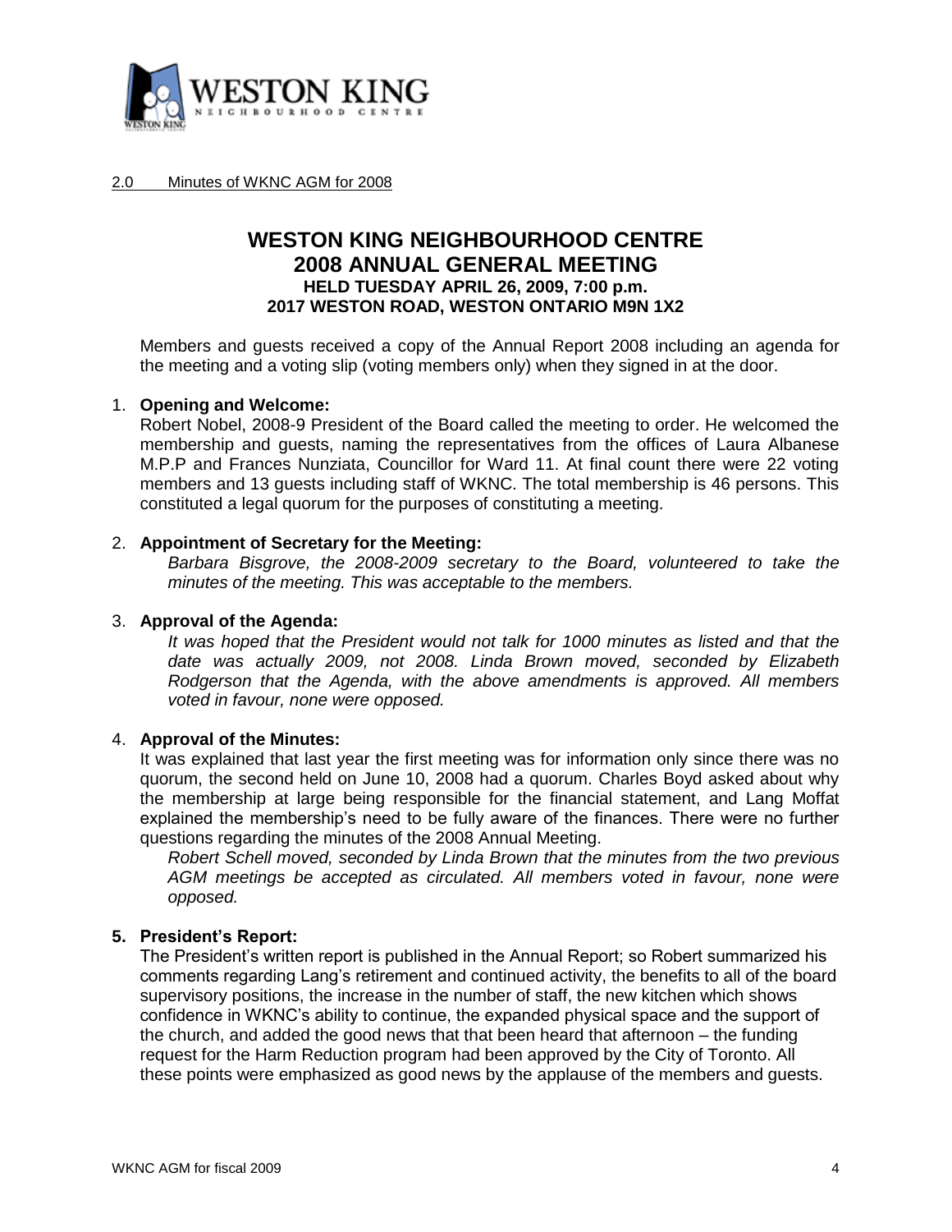2.0 Minutes of WKNC AGM for 2008

# WESTON KING NEIGHBOURHOOD CENTRE
# 2008 ANNUAL GENERAL MEETING
### HELD TUESDAY APRIL 26, 2009, 7:00 p.m.
### 2017 WESTON ROAD, WESTON ONTARIO M9N 1X2

Members and guests received a copy of the Annual Report 2008 including an agenda for the meeting and a voting slip (voting members only) when they signed in at the door.

1. **Opening and Welcome:**
   Robert Nobel, 2008-9 President of the Board called the meeting to order. He welcomed the membership and guests, naming the representatives from the offices of Laura Albanese M.P.P and Frances Nunziata, Councillor for Ward 11. At final count there were 22 voting members and 13 guests including staff of WKNC. The total membership is 46 persons. This constituted a legal quorum for the purposes of constituting a meeting.

2. **Appointment of Secretary for the Meeting:**
   *Barbara Bisgrove, the 2008-2009 secretary to the Board, volunteered to take the minutes of the meeting. This was acceptable to the members.*

3. **Approval of the Agenda:**
   *It was hoped that the President would not talk for 1000 minutes as listed and that the date was actually 2009, not 2008. Linda Brown moved, seconded by Elizabeth Rodgerson that the Agenda, with the above amendments is approved. All members voted in favour, none were opposed.*

4. **Approval of the Minutes:**
   It was explained that last year the first meeting was for information only since there was no quorum, the second held on June 10, 2008 had a quorum. Charles Boyd asked about why the membership at large being responsible for the financial statement, and Lang Moffat explained the membership's need to be fully aware of the finances. There were no further questions regarding the minutes of the 2008 Annual Meeting.
   *Robert Schell moved, seconded by Linda Brown that the minutes from the two previous AGM meetings be accepted as circulated. All members voted in favour, none were opposed.*

5. **President's Report:**
   The President's written report is published in the Annual Report; so Robert summarized his comments regarding Lang's retirement and continued activity, the benefits to all of the board supervisory positions, the increase in the number of staff, the new kitchen which shows confidence in WKNC's ability to continue, the expanded physical space and the support of the church, and added the good news that that been heard that afternoon – the funding request for the Harm Reduction program had been approved by the City of Toronto. All these points were emphasized as good news by the applause of the members and guests.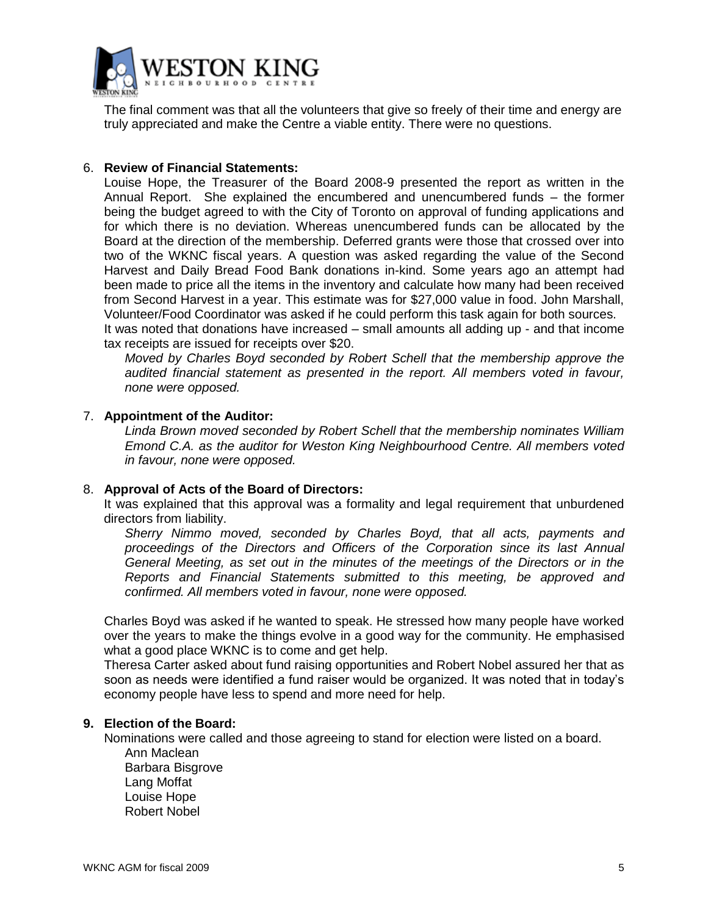The final comment was that all the volunteers that give so freely of their time and energy are truly appreciated and make the Centre a viable entity. There were no questions.

6. **Review of Financial Statements:**

   Louise Hope, the Treasurer of the Board 2008-9 presented the report as written in the Annual Report. She explained the encumbered and unencumbered funds – the former being the budget agreed to with the City of Toronto on approval of funding applications and for which there is no deviation. Whereas unencumbered funds can be allocated by the Board at the direction of the membership. Deferred grants were those that crossed over into two of the WKNC fiscal years. A question was asked regarding the value of the Second Harvest and Daily Bread Food Bank donations in-kind. Some years ago an attempt had been made to price all the items in the inventory and calculate how many had been received from Second Harvest in a year. This estimate was for $27,000 value in food. John Marshall, Volunteer/Food Coordinator was asked if he could perform this task again for both sources.
   It was noted that donations have increased – small amounts all adding up - and that income tax receipts are issued for receipts over $20.

   *Moved by Charles Boyd seconded by Robert Schell that the membership approve the audited financial statement as presented in the report. All members voted in favour, none were opposed.*

7. **Appointment of the Auditor:**

   *Linda Brown moved seconded by Robert Schell that the membership nominates William Emond C.A. as the auditor for Weston King Neighbourhood Centre. All members voted in favour, none were opposed.*

8. **Approval of Acts of the Board of Directors:**

   It was explained that this approval was a formality and legal requirement that unburdened directors from liability.

   *Sherry Nimmo moved, seconded by Charles Boyd, that all acts, payments and proceedings of the Directors and Officers of the Corporation since its last Annual General Meeting, as set out in the minutes of the meetings of the Directors or in the Reports and Financial Statements submitted to this meeting, be approved and confirmed. All members voted in favour, none were opposed.*

   Charles Boyd was asked if he wanted to speak. He stressed how many people have worked over the years to make the things evolve in a good way for the community. He emphasised what a good place WKNC is to come and get help.
   Theresa Carter asked about fund raising opportunities and Robert Nobel assured her that as soon as needs were identified a fund raiser would be organized. It was noted that in today's economy people have less to spend and more need for help.

9. **Election of the Board:**

   Nominations were called and those agreeing to stand for election were listed on a board.

   Ann Maclean
   Barbara Bisgrove
   Lang Moffat
   Louise Hope
   Robert Nobel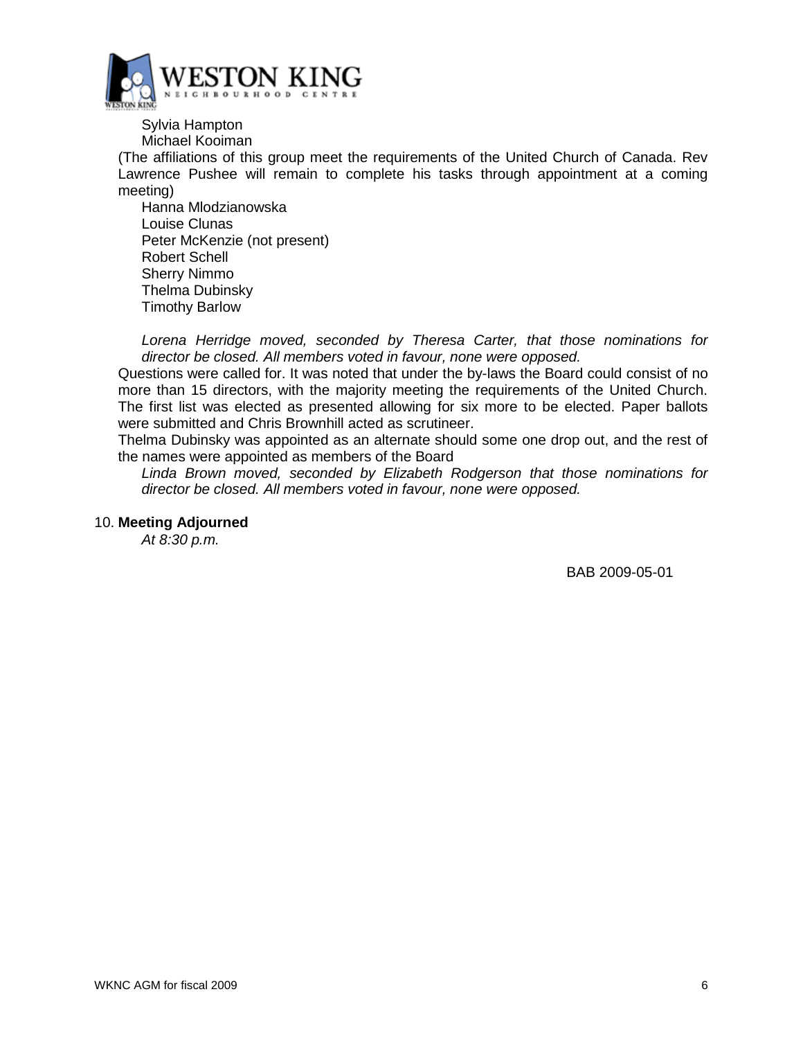Sylvia Hampton  
Michael Kooiman

(The affiliations of this group meet the requirements of the United Church of Canada. Rev Lawrence Pushee will remain to complete his tasks through appointment at a coming meeting)

Hanna Mlodzianowska  
Louise Clunas  
Peter McKenzie (not present)  
Robert Schell  
Sherry Nimmo  
Thelma Dubinsky  
Timothy Barlow

*Lorena Herridge moved, seconded by Theresa Carter, that those nominations for director be closed. All members voted in favour, none were opposed.*

Questions were called for. It was noted that under the by-laws the Board could consist of no more than 15 directors, with the majority meeting the requirements of the United Church. The first list was elected as presented allowing for six more to be elected. Paper ballots were submitted and Chris Brownhill acted as scrutineer.

Thelma Dubinsky was appointed as an alternate should some one drop out, and the rest of the names were appointed as members of the Board

*Linda Brown moved, seconded by Elizabeth Rodgerson that those nominations for director be closed. All members voted in favour, none were opposed.*

10. **Meeting Adjourned**

*At 8:30 p.m.*

BAB 2009-05-01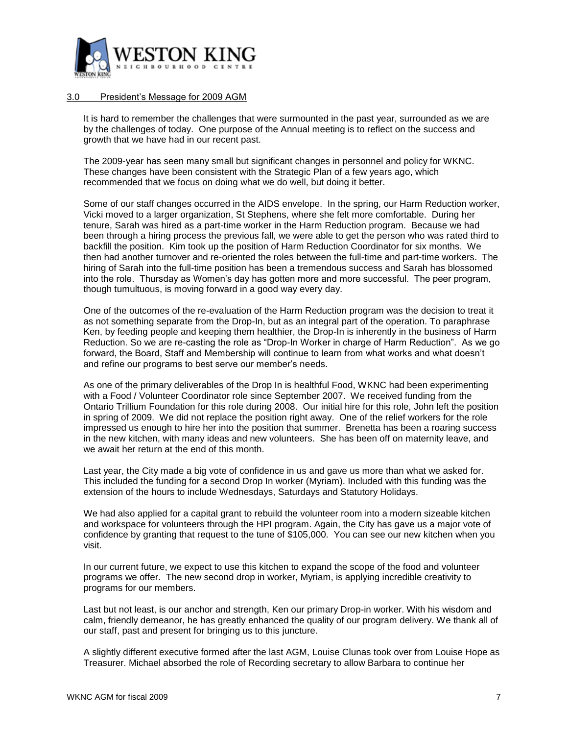## 3.0 President's Message for 2009 AGM

It is hard to remember the challenges that were surmounted in the past year, surrounded as we are by the challenges of today. One purpose of the Annual meeting is to reflect on the success and growth that we have had in our recent past.

The 2009-year has seen many small but significant changes in personnel and policy for WKNC. These changes have been consistent with the Strategic Plan of a few years ago, which recommended that we focus on doing what we do well, but doing it better.

Some of our staff changes occurred in the AIDS envelope. In the spring, our Harm Reduction worker, Vicki moved to a larger organization, St Stephens, where she felt more comfortable. During her tenure, Sarah was hired as a part-time worker in the Harm Reduction program. Because we had been through a hiring process the previous fall, we were able to get the person who was rated third to backfill the position. Kim took up the position of Harm Reduction Coordinator for six months. We then had another turnover and re-oriented the roles between the full-time and part-time workers. The hiring of Sarah into the full-time position has been a tremendous success and Sarah has blossomed into the role. Thursday as Women's day has gotten more and more successful. The peer program, though tumultuous, is moving forward in a good way every day.

One of the outcomes of the re-evaluation of the Harm Reduction program was the decision to treat it as not something separate from the Drop-In, but as an integral part of the operation. To paraphrase Ken, by feeding people and keeping them healthier, the Drop-In is inherently in the business of Harm Reduction. So we are re-casting the role as "Drop-In Worker in charge of Harm Reduction". As we go forward, the Board, Staff and Membership will continue to learn from what works and what doesn't and refine our programs to best serve our member's needs.

As one of the primary deliverables of the Drop In is healthful Food, WKNC had been experimenting with a Food / Volunteer Coordinator role since September 2007. We received funding from the Ontario Trillium Foundation for this role during 2008. Our initial hire for this role, John left the position in spring of 2009. We did not replace the position right away. One of the relief workers for the role impressed us enough to hire her into the position that summer. Brenetta has been a roaring success in the new kitchen, with many ideas and new volunteers. She has been off on maternity leave, and we await her return at the end of this month.

Last year, the City made a big vote of confidence in us and gave us more than what we asked for. This included the funding for a second Drop In worker (Myriam). Included with this funding was the extension of the hours to include Wednesdays, Saturdays and Statutory Holidays.

We had also applied for a capital grant to rebuild the volunteer room into a modern sizeable kitchen and workspace for volunteers through the HPI program. Again, the City has gave us a major vote of confidence by granting that request to the tune of $105,000. You can see our new kitchen when you visit.

In our current future, we expect to use this kitchen to expand the scope of the food and volunteer programs we offer. The new second drop in worker, Myriam, is applying incredible creativity to programs for our members.

Last but not least, is our anchor and strength, Ken our primary Drop-in worker. With his wisdom and calm, friendly demeanor, he has greatly enhanced the quality of our program delivery. We thank all of our staff, past and present for bringing us to this juncture.

A slightly different executive formed after the last AGM, Louise Clunas took over from Louise Hope as Treasurer. Michael absorbed the role of Recording secretary to allow Barbara to continue her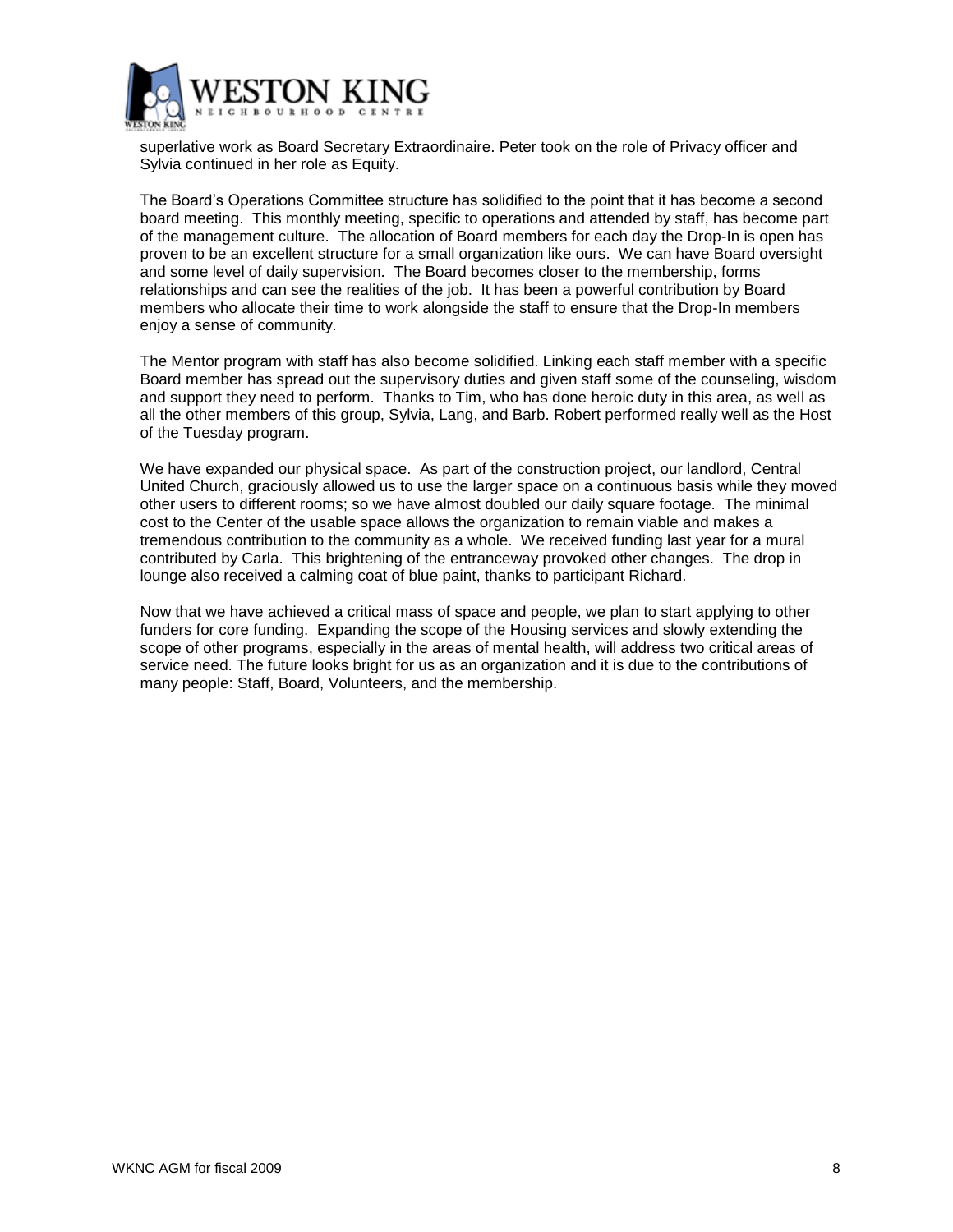superlative work as Board Secretary Extraordinaire. Peter took on the role of Privacy officer and Sylvia continued in her role as Equity.

The Board's Operations Committee structure has solidified to the point that it has become a second board meeting. This monthly meeting, specific to operations and attended by staff, has become part of the management culture. The allocation of Board members for each day the Drop-In is open has proven to be an excellent structure for a small organization like ours. We can have Board oversight and some level of daily supervision. The Board becomes closer to the membership, forms relationships and can see the realities of the job. It has been a powerful contribution by Board members who allocate their time to work alongside the staff to ensure that the Drop-In members enjoy a sense of community.

The Mentor program with staff has also become solidified. Linking each staff member with a specific Board member has spread out the supervisory duties and given staff some of the counseling, wisdom and support they need to perform. Thanks to Tim, who has done heroic duty in this area, as well as all the other members of this group, Sylvia, Lang, and Barb. Robert performed really well as the Host of the Tuesday program.

We have expanded our physical space. As part of the construction project, our landlord, Central United Church, graciously allowed us to use the larger space on a continuous basis while they moved other users to different rooms; so we have almost doubled our daily square footage. The minimal cost to the Center of the usable space allows the organization to remain viable and makes a tremendous contribution to the community as a whole. We received funding last year for a mural contributed by Carla. This brightening of the entranceway provoked other changes. The drop in lounge also received a calming coat of blue paint, thanks to participant Richard.

Now that we have achieved a critical mass of space and people, we plan to start applying to other funders for core funding. Expanding the scope of the Housing services and slowly extending the scope of other programs, especially in the areas of mental health, will address two critical areas of service need. The future looks bright for us as an organization and it is due to the contributions of many people: Staff, Board, Volunteers, and the membership.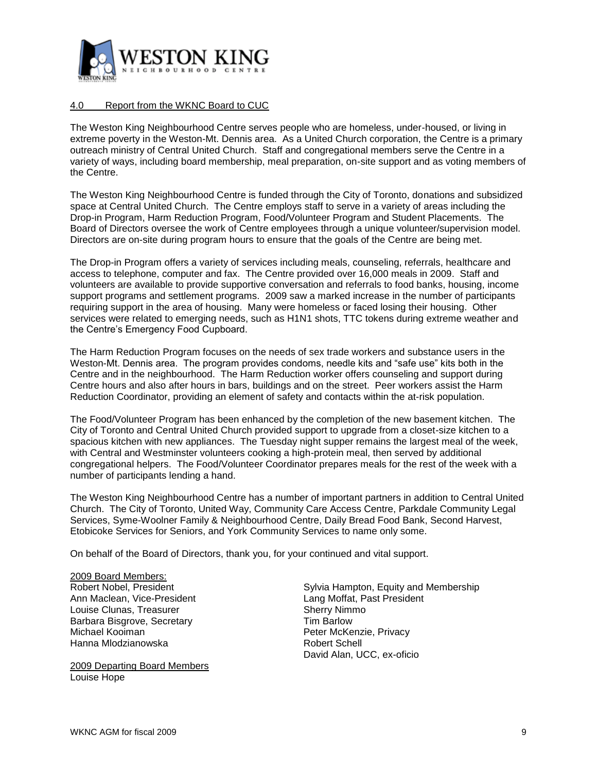## 4.0 Report from the WKNC Board to CUC

The Weston King Neighbourhood Centre serves people who are homeless, under-housed, or living in extreme poverty in the Weston-Mt. Dennis area. As a United Church corporation, the Centre is a primary outreach ministry of Central United Church. Staff and congregational members serve the Centre in a variety of ways, including board membership, meal preparation, on-site support and as voting members of the Centre.

The Weston King Neighbourhood Centre is funded through the City of Toronto, donations and subsidized space at Central United Church. The Centre employs staff to serve in a variety of areas including the Drop-in Program, Harm Reduction Program, Food/Volunteer Program and Student Placements. The Board of Directors oversee the work of Centre employees through a unique volunteer/supervision model. Directors are on-site during program hours to ensure that the goals of the Centre are being met.

The Drop-in Program offers a variety of services including meals, counseling, referrals, healthcare and access to telephone, computer and fax. The Centre provided over 16,000 meals in 2009. Staff and volunteers are available to provide supportive conversation and referrals to food banks, housing, income support programs and settlement programs. 2009 saw a marked increase in the number of participants requiring support in the area of housing. Many were homeless or faced losing their housing. Other services were related to emerging needs, such as H1N1 shots, TTC tokens during extreme weather and the Centre's Emergency Food Cupboard.

The Harm Reduction Program focuses on the needs of sex trade workers and substance users in the Weston-Mt. Dennis area. The program provides condoms, needle kits and "safe use" kits both in the Centre and in the neighbourhood. The Harm Reduction worker offers counseling and support during Centre hours and also after hours in bars, buildings and on the street. Peer workers assist the Harm Reduction Coordinator, providing an element of safety and contacts within the at-risk population.

The Food/Volunteer Program has been enhanced by the completion of the new basement kitchen. The City of Toronto and Central United Church provided support to upgrade from a closet-size kitchen to a spacious kitchen with new appliances. The Tuesday night supper remains the largest meal of the week, with Central and Westminster volunteers cooking a high-protein meal, then served by additional congregational helpers. The Food/Volunteer Coordinator prepares meals for the rest of the week with a number of participants lending a hand.

The Weston King Neighbourhood Centre has a number of important partners in addition to Central United Church. The City of Toronto, United Way, Community Care Access Centre, Parkdale Community Legal Services, Syme-Woolner Family & Neighbourhood Centre, Daily Bread Food Bank, Second Harvest, Etobicoke Services for Seniors, and York Community Services to name only some.

On behalf of the Board of Directors, thank you, for your continued and vital support.

2009 Board Members:
Robert Nobel, President
Ann Maclean, Vice-President
Louise Clunas, Treasurer
Barbara Bisgrove, Secretary
Michael Kooiman
Hanna Mlodzianowska
Sylvia Hampton, Equity and Membership
Lang Moffat, Past President
Sherry Nimmo
Tim Barlow
Peter McKenzie, Privacy
Robert Schell
David Alan, UCC, ex-oficio

2009 Departing Board Members
Louise Hope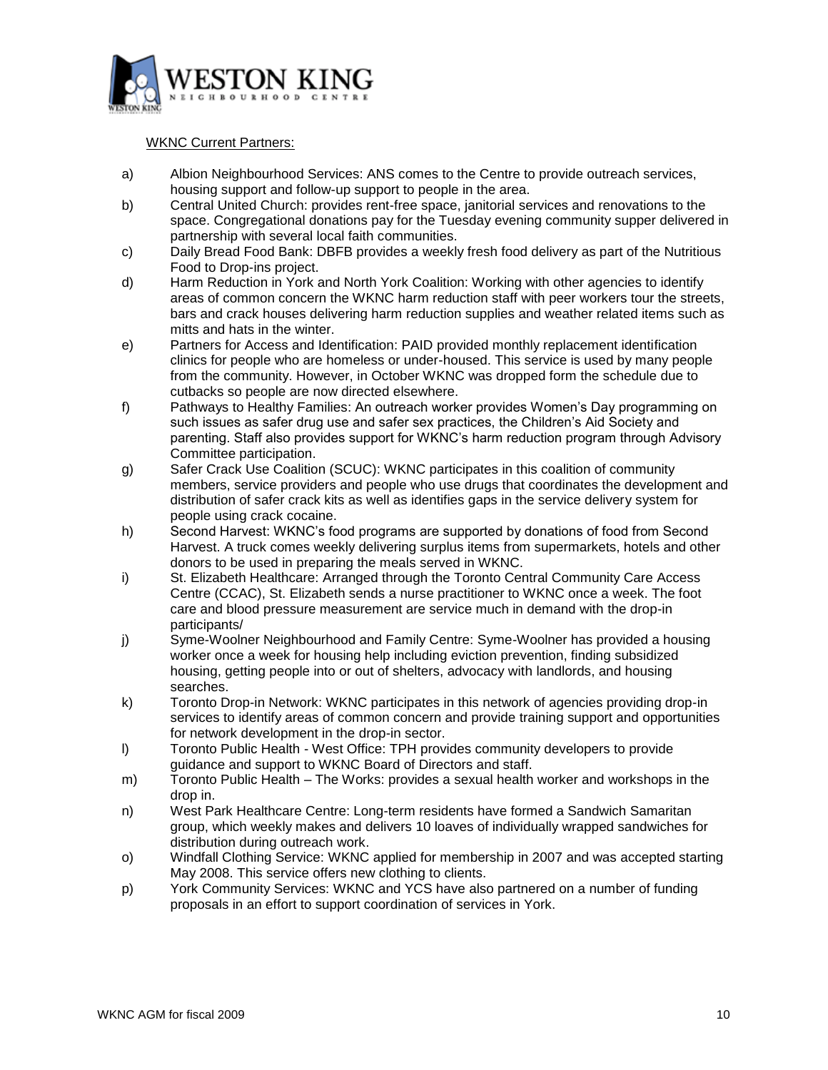WKNC Current Partners:

a) Albion Neighbourhood Services: ANS comes to the Centre to provide outreach services, housing support and follow-up support to people in the area.

b) Central United Church: provides rent-free space, janitorial services and renovations to the space. Congregational donations pay for the Tuesday evening community supper delivered in partnership with several local faith communities.

c) Daily Bread Food Bank: DBFB provides a weekly fresh food delivery as part of the Nutritious Food to Drop-ins project.

d) Harm Reduction in York and North York Coalition: Working with other agencies to identify areas of common concern the WKNC harm reduction staff with peer workers tour the streets, bars and crack houses delivering harm reduction supplies and weather related items such as mitts and hats in the winter.

e) Partners for Access and Identification: PAID provided monthly replacement identification clinics for people who are homeless or under-housed. This service is used by many people from the community. However, in October WKNC was dropped form the schedule due to cutbacks so people are now directed elsewhere.

f) Pathways to Healthy Families: An outreach worker provides Women's Day programming on such issues as safer drug use and safer sex practices, the Children's Aid Society and parenting. Staff also provides support for WKNC's harm reduction program through Advisory Committee participation.

g) Safer Crack Use Coalition (SCUC): WKNC participates in this coalition of community members, service providers and people who use drugs that coordinates the development and distribution of safer crack kits as well as identifies gaps in the service delivery system for people using crack cocaine.

h) Second Harvest: WKNC's food programs are supported by donations of food from Second Harvest. A truck comes weekly delivering surplus items from supermarkets, hotels and other donors to be used in preparing the meals served in WKNC.

i) St. Elizabeth Healthcare: Arranged through the Toronto Central Community Care Access Centre (CCAC), St. Elizabeth sends a nurse practitioner to WKNC once a week. The foot care and blood pressure measurement are service much in demand with the drop-in participants/

j) Syme-Woolner Neighbourhood and Family Centre: Syme-Woolner has provided a housing worker once a week for housing help including eviction prevention, finding subsidized housing, getting people into or out of shelters, advocacy with landlords, and housing searches.

k) Toronto Drop-in Network: WKNC participates in this network of agencies providing drop-in services to identify areas of common concern and provide training support and opportunities for network development in the drop-in sector.

l) Toronto Public Health - West Office: TPH provides community developers to provide guidance and support to WKNC Board of Directors and staff.

m) Toronto Public Health – The Works: provides a sexual health worker and workshops in the drop in.

n) West Park Healthcare Centre: Long-term residents have formed a Sandwich Samaritan group, which weekly makes and delivers 10 loaves of individually wrapped sandwiches for distribution during outreach work.

o) Windfall Clothing Service: WKNC applied for membership in 2007 and was accepted starting May 2008. This service offers new clothing to clients.

p) York Community Services: WKNC and YCS have also partnered on a number of funding proposals in an effort to support coordination of services in York.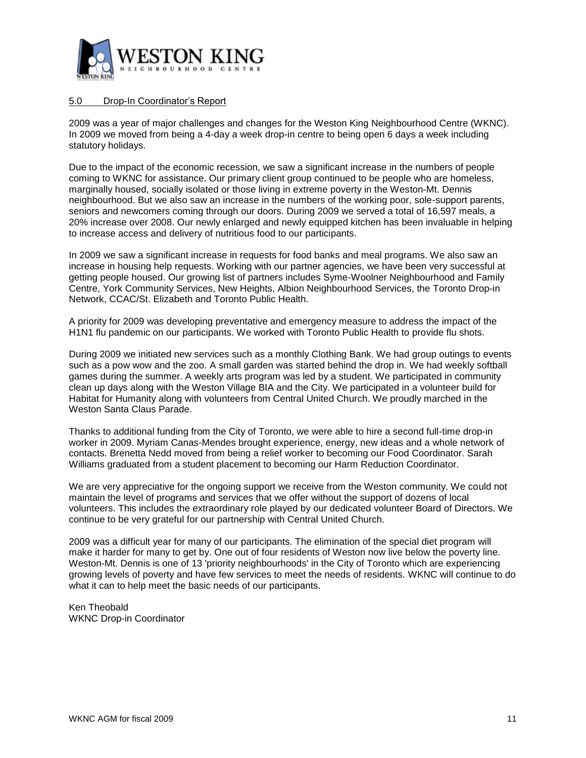## 5.0 Drop-In Coordinator's Report

2009 was a year of major challenges and changes for the Weston King Neighbourhood Centre (WKNC). In 2009 we moved from being a 4-day a week drop-in centre to being open 6 days a week including statutory holidays.

Due to the impact of the economic recession, we saw a significant increase in the numbers of people coming to WKNC for assistance. Our primary client group continued to be people who are homeless, marginally housed, socially isolated or those living in extreme poverty in the Weston-Mt. Dennis neighbourhood. But we also saw an increase in the numbers of the working poor, sole-support parents, seniors and newcomers coming through our doors. During 2009 we served a total of 16,597 meals, a 20% increase over 2008. Our newly enlarged and newly equipped kitchen has been invaluable in helping to increase access and delivery of nutritious food to our participants.

In 2009 we saw a significant increase in requests for food banks and meal programs. We also saw an increase in housing help requests. Working with our partner agencies, we have been very successful at getting people housed. Our growing list of partners includes Syme-Woolner Neighbourhood and Family Centre, York Community Services, New Heights, Albion Neighbourhood Services, the Toronto Drop-in Network, CCAC/St. Elizabeth and Toronto Public Health.

A priority for 2009 was developing preventative and emergency measure to address the impact of the H1N1 flu pandemic on our participants. We worked with Toronto Public Health to provide flu shots.

During 2009 we initiated new services such as a monthly Clothing Bank. We had group outings to events such as a pow wow and the zoo. A small garden was started behind the drop in. We had weekly softball games during the summer. A weekly arts program was led by a student. We participated in community clean up days along with the Weston Village BIA and the City. We participated in a volunteer build for Habitat for Humanity along with volunteers from Central United Church. We proudly marched in the Weston Santa Claus Parade.

Thanks to additional funding from the City of Toronto, we were able to hire a second full-time drop-in worker in 2009. Myriam Canas-Mendes brought experience, energy, new ideas and a whole network of contacts. Brenetta Nedd moved from being a relief worker to becoming our Food Coordinator. Sarah Williams graduated from a student placement to becoming our Harm Reduction Coordinator.

We are very appreciative for the ongoing support we receive from the Weston community. We could not maintain the level of programs and services that we offer without the support of dozens of local volunteers. This includes the extraordinary role played by our dedicated volunteer Board of Directors. We continue to be very grateful for our partnership with Central United Church.

2009 was a difficult year for many of our participants. The elimination of the special diet program will make it harder for many to get by. One out of four residents of Weston now live below the poverty line. Weston-Mt. Dennis is one of 13 'priority neighbourhoods' in the City of Toronto which are experiencing growing levels of poverty and have few services to meet the needs of residents. WKNC will continue to do what it can to help meet the basic needs of our participants.

Ken Theobald
WKNC Drop-in Coordinator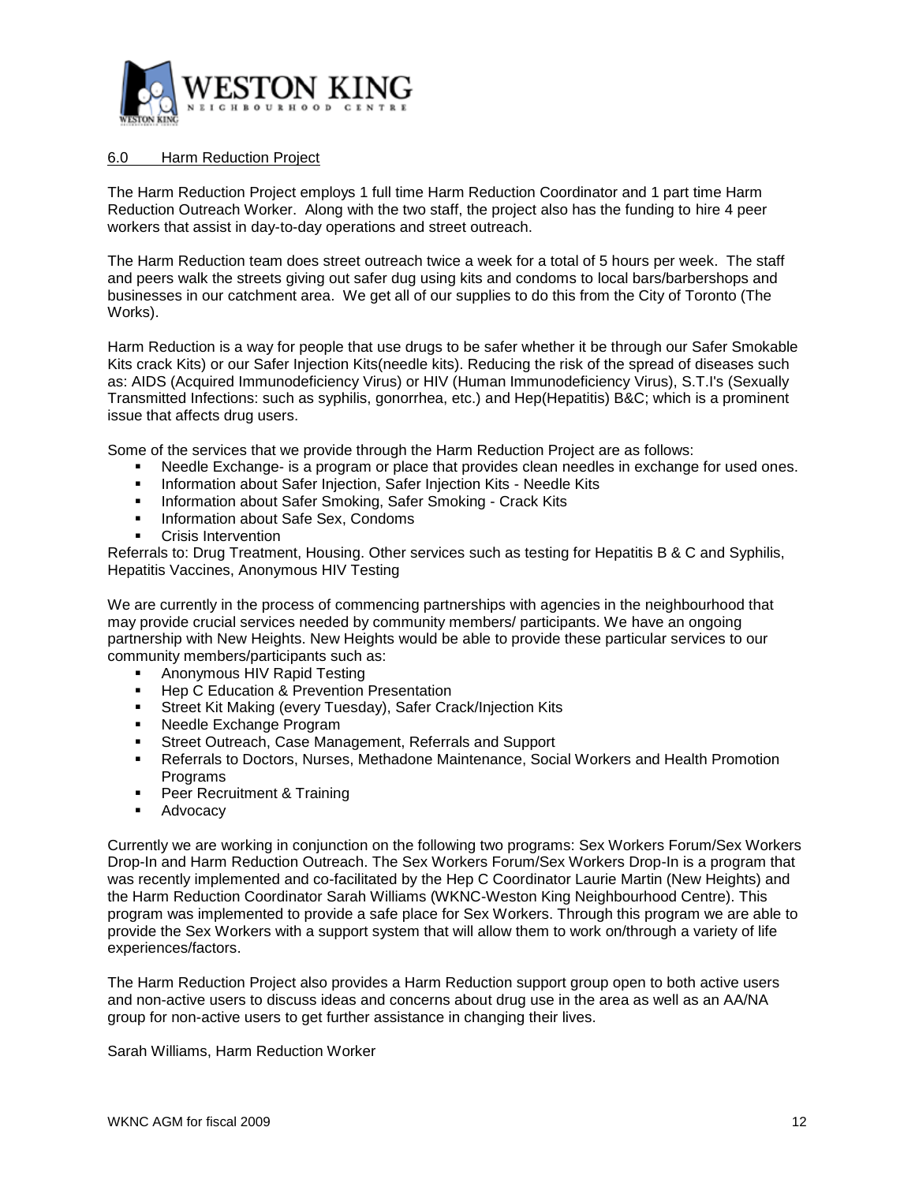## 6.0 Harm Reduction Project

The Harm Reduction Project employs 1 full time Harm Reduction Coordinator and 1 part time Harm Reduction Outreach Worker. Along with the two staff, the project also has the funding to hire 4 peer workers that assist in day-to-day operations and street outreach.

The Harm Reduction team does street outreach twice a week for a total of 5 hours per week. The staff and peers walk the streets giving out safer dug using kits and condoms to local bars/barbershops and businesses in our catchment area. We get all of our supplies to do this from the City of Toronto (The Works).

Harm Reduction is a way for people that use drugs to be safer whether it be through our Safer Smokable Kits crack Kits) or our Safer Injection Kits(needle kits). Reducing the risk of the spread of diseases such as: AIDS (Acquired Immunodeficiency Virus) or HIV (Human Immunodeficiency Virus), S.T.I's (Sexually Transmitted Infections: such as syphilis, gonorrhea, etc.) and Hep(Hepatitis) B&C; which is a prominent issue that affects drug users.

Some of the services that we provide through the Harm Reduction Project are as follows:

- Needle Exchange- is a program or place that provides clean needles in exchange for used ones.
- Information about Safer Injection, Safer Injection Kits - Needle Kits
- Information about Safer Smoking, Safer Smoking - Crack Kits
- Information about Safe Sex, Condoms
- Crisis Intervention

Referrals to: Drug Treatment, Housing. Other services such as testing for Hepatitis B & C and Syphilis, Hepatitis Vaccines, Anonymous HIV Testing

We are currently in the process of commencing partnerships with agencies in the neighbourhood that may provide crucial services needed by community members/ participants. We have an ongoing partnership with New Heights. New Heights would be able to provide these particular services to our community members/participants such as:

- Anonymous HIV Rapid Testing
- Hep C Education & Prevention Presentation
- Street Kit Making (every Tuesday), Safer Crack/Injection Kits
- Needle Exchange Program
- Street Outreach, Case Management, Referrals and Support
- Referrals to Doctors, Nurses, Methadone Maintenance, Social Workers and Health Promotion Programs
- Peer Recruitment & Training
- Advocacy

Currently we are working in conjunction on the following two programs: Sex Workers Forum/Sex Workers Drop-In and Harm Reduction Outreach. The Sex Workers Forum/Sex Workers Drop-In is a program that was recently implemented and co-facilitated by the Hep C Coordinator Laurie Martin (New Heights) and the Harm Reduction Coordinator Sarah Williams (WKNC-Weston King Neighbourhood Centre). This program was implemented to provide a safe place for Sex Workers. Through this program we are able to provide the Sex Workers with a support system that will allow them to work on/through a variety of life experiences/factors.

The Harm Reduction Project also provides a Harm Reduction support group open to both active users and non-active users to discuss ideas and concerns about drug use in the area as well as an AA/NA group for non-active users to get further assistance in changing their lives.

Sarah Williams, Harm Reduction Worker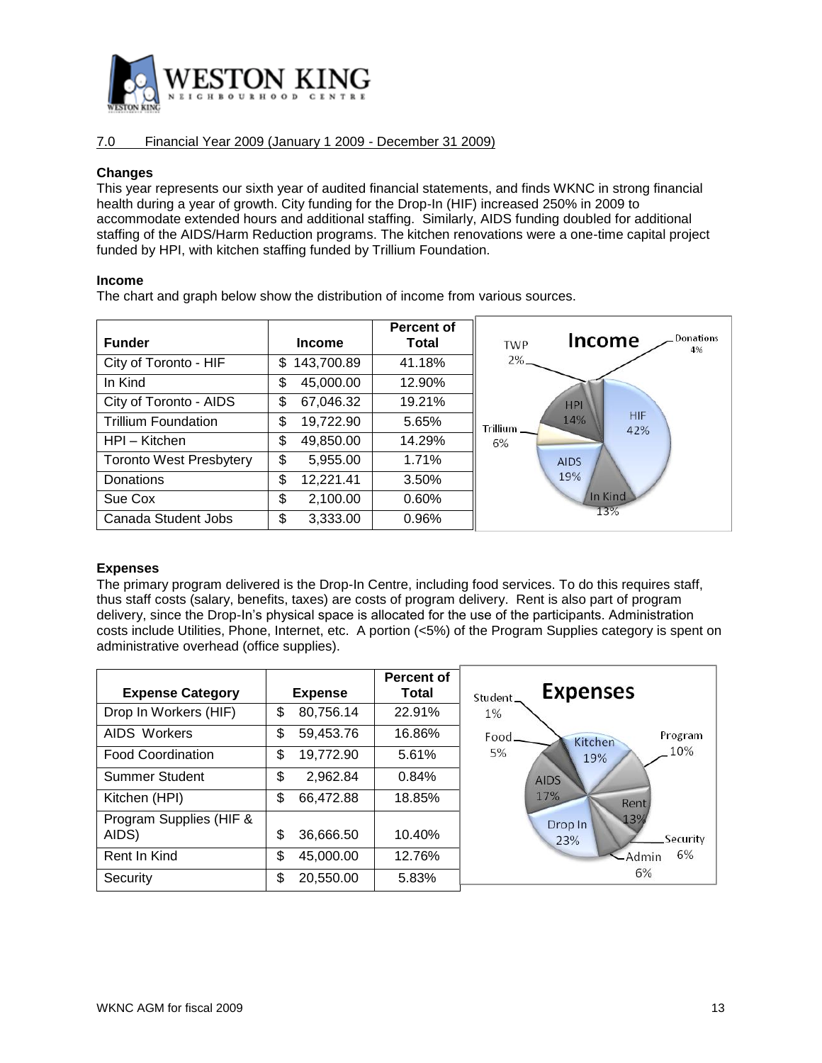7.0 Financial Year 2009 (January 1 2009 - December 31 2009)

**Changes**

This year represents our sixth year of audited financial statements, and finds WKNC in strong financial health during a year of growth. City funding for the Drop-In (HIF) increased 250% in 2009 to accommodate extended hours and additional staffing. Similarly, AIDS funding doubled for additional staffing of the AIDS/Harm Reduction programs. The kitchen renovations were a one-time capital project funded by HPI, with kitchen staffing funded by Trillium Foundation.

**Income**

The chart and graph below show the distribution of income from various sources.

| Funder | Income | Percent of Total |
|---|---|---|
| City of Toronto - HIF | $ 143,700.89 | 41.18% |
| In Kind | $ 45,000.00 | 12.90% |
| City of Toronto - AIDS | $ 67,046.32 | 19.21% |
| Trillium Foundation | $ 19,722.90 | 5.65% |
| HPI – Kitchen | $ 49,850.00 | 14.29% |
| Toronto West Presbytery | $ 5,955.00 | 1.71% |
| Donations | $ 12,221.41 | 3.50% |
| Sue Cox | $ 2,100.00 | 0.60% |
| Canada Student Jobs | $ 3,333.00 | 0.96% |

Income

TWP 2%

Donations 4%

HPI 14%

HIF 42%

Trillium 6%

AIDS 19%

In Kind 13%

**Expenses**

The primary program delivered is the Drop-In Centre, including food services. To do this requires staff, thus staff costs (salary, benefits, taxes) are costs of program delivery. Rent is also part of program delivery, since the Drop-In's physical space is allocated for the use of the participants. Administration costs include Utilities, Phone, Internet, etc. A portion (<5%) of the Program Supplies category is spent on administrative overhead (office supplies).

| Expense Category | Expense | Percent of Total |
|---|---|---|
| Drop In Workers (HIF) | $ 80,756.14 | 22.91% |
| AIDS Workers | $ 59,453.76 | 16.86% |
| Food Coordination | $ 19,772.90 | 5.61% |
| Summer Student | $ 2,962.84 | 0.84% |
| Kitchen (HPI) | $ 66,472.88 | 18.85% |
| Program Supplies (HIF & AIDS) | $ 36,666.50 | 10.40% |
| Rent In Kind | $ 45,000.00 | 12.76% |
| Security | $ 20,550.00 | 5.83% |

Expenses

Student 1%

Food 5%

Kitchen 19%

Program 10%

AIDS 17%

Rent 13%

Drop In 23%

Security 6%

Admin 6%